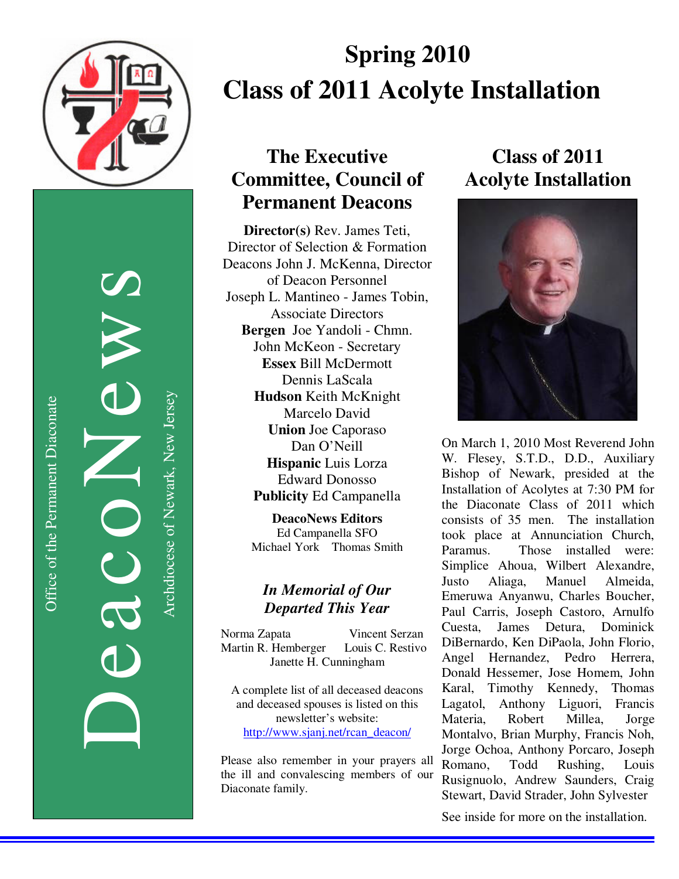DeacoNews

Office of the Permanent Diaconate

Archdiocese of Newark, New Jersey

# Spring 2010
# Class of 2011 Acolyte Installation

## The Executive Committee, Council of Permanent Deacons

**Director(s)** Rev. James Teti, Director of Selection & Formation
Deacons John J. McKenna, Director of Deacon Personnel
Joseph L. Mantineo - James Tobin, Associate Directors
**Bergen** Joe Yandoli - Chmn.
John McKeon - Secretary
**Essex** Bill McDermott
Dennis LaScala
**Hudson** Keith McKnight
Marcelo David
**Union** Joe Caporaso
Dan O'Neill
**Hispanic** Luis Lorza
Edward Donosso
**Publicity** Ed Campanella

**DeacoNews Editors**
Ed Campanella SFO
Michael York Thomas Smith

### *In Memorial of Our Departed This Year*

Norma Zapata
Vincent Serzan
Martin R. Hemberger
Louis C. Restivo
Janette H. Cunningham

A complete list of all deceased deacons and deceased spouses is listed on this newsletter's website: http://www.sjanj.net/rcan_deacon/

Please also remember in your prayers all the ill and convalescing members of our Diaconate family.

## Class of 2011 Acolyte Installation

On March 1, 2010 Most Reverend John W. Flesey, S.T.D., D.D., Auxiliary Bishop of Newark, presided at the Installation of Acolytes at 7:30 PM for the Diaconate Class of 2011 which consists of 35 men. The installation took place at Annunciation Church, Paramus. Those installed were: Simplice Ahoua, Wilbert Alexandre, Justo Aliaga, Manuel Almeida, Emeruwa Anyanwu, Charles Boucher, Paul Carris, Joseph Castoro, Arnulfo Cuesta, James Detura, Dominick DiBernardo, Ken DiPaola, John Florio, Angel Hernandez, Pedro Herrera, Donald Hessemer, Jose Homem, John Karal, Timothy Kennedy, Thomas Lagatol, Anthony Liguori, Francis Materia, Robert Millea, Jorge Montalvo, Brian Murphy, Francis Noh, Jorge Ochoa, Anthony Porcaro, Joseph Romano, Todd Rushing, Louis Rusignuolo, Andrew Saunders, Craig Stewart, David Strader, John Sylvester

See inside for more on the installation.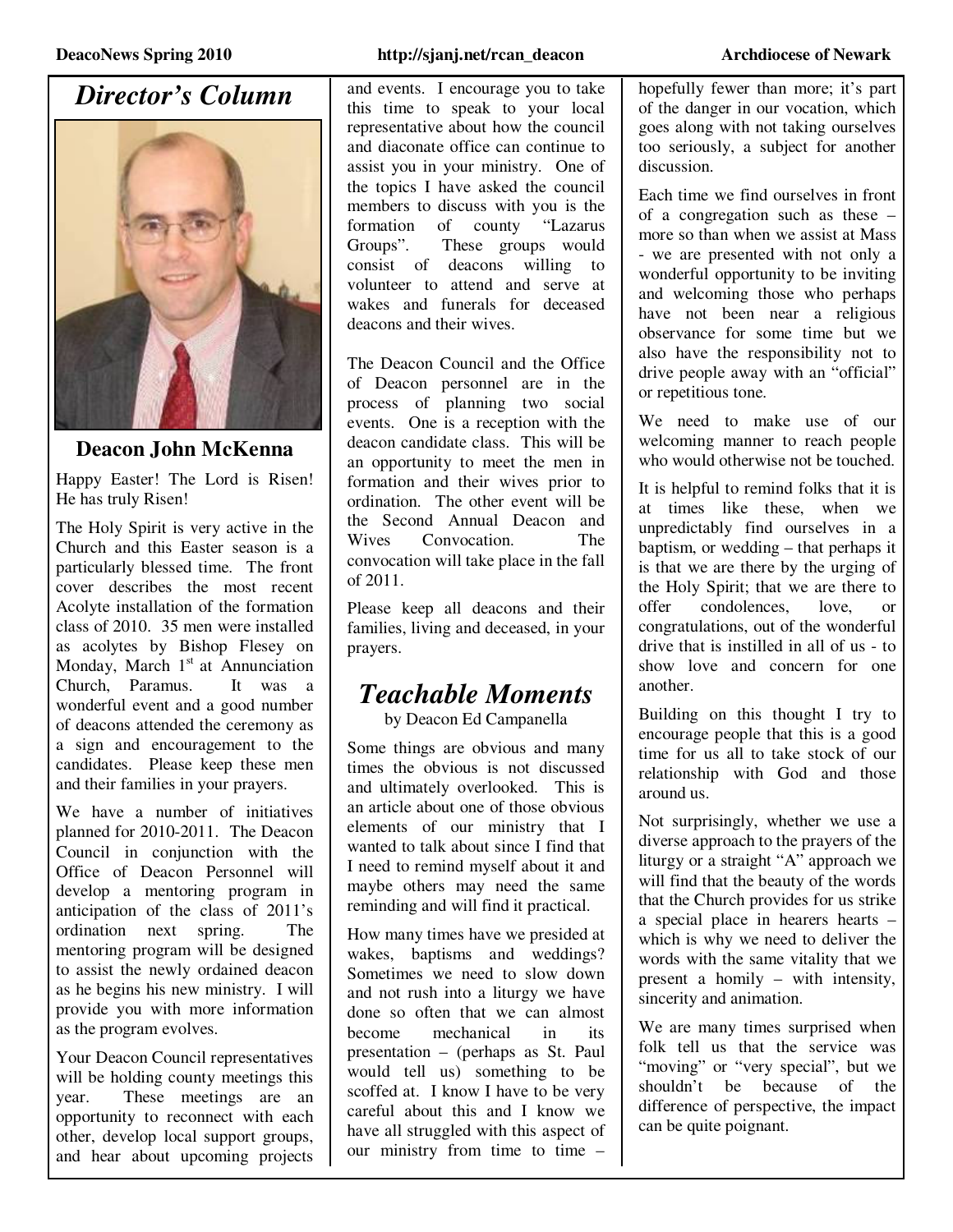# Director's Column

**Deacon John McKenna**

Happy Easter! The Lord is Risen! He has truly Risen!

The Holy Spirit is very active in the Church and this Easter season is a particularly blessed time. The front cover describes the most recent Acolyte installation of the formation class of 2010. 35 men were installed as acolytes by Bishop Flesey on Monday, March 1st at Annunciation Church, Paramus. It was a wonderful event and a good number of deacons attended the ceremony as a sign and encouragement to the candidates. Please keep these men and their families in your prayers.

We have a number of initiatives planned for 2010-2011. The Deacon Council in conjunction with the Office of Deacon Personnel will develop a mentoring program in anticipation of the class of 2011's ordination next spring. The mentoring program will be designed to assist the newly ordained deacon as he begins his new ministry. I will provide you with more information as the program evolves.

Your Deacon Council representatives will be holding county meetings this year. These meetings are an opportunity to reconnect with each other, develop local support groups, and hear about upcoming projects and events. I encourage you to take this time to speak to your local representative about how the council and diaconate office can continue to assist you in your ministry. One of the topics I have asked the council members to discuss with you is the formation of county "Lazarus Groups". These groups would consist of deacons willing to volunteer to attend and serve at wakes and funerals for deceased deacons and their wives.

The Deacon Council and the Office of Deacon personnel are in the process of planning two social events. One is a reception with the deacon candidate class. This will be an opportunity to meet the men in formation and their wives prior to ordination. The other event will be the Second Annual Deacon and Wives Convocation. The convocation will take place in the fall of 2011.

Please keep all deacons and their families, living and deceased, in your prayers.

# Teachable Moments

by Deacon Ed Campanella

Some things are obvious and many times the obvious is not discussed and ultimately overlooked. This is an article about one of those obvious elements of our ministry that I wanted to talk about since I find that I need to remind myself about it and maybe others may need the same reminding and will find it practical.

How many times have we presided at wakes, baptisms and weddings? Sometimes we need to slow down and not rush into a liturgy we have done so often that we can almost become mechanical in its presentation – (perhaps as St. Paul would tell us) something to be scoffed at. I know I have to be very careful about this and I know we have all struggled with this aspect of our ministry from time to time – hopefully fewer than more; it's part of the danger in our vocation, which goes along with not taking ourselves too seriously, a subject for another discussion.

Each time we find ourselves in front of a congregation such as these – more so than when we assist at Mass - we are presented with not only a wonderful opportunity to be inviting and welcoming those who perhaps have not been near a religious observance for some time but we also have the responsibility not to drive people away with an "official" or repetitious tone.

We need to make use of our welcoming manner to reach people who would otherwise not be touched.

It is helpful to remind folks that it is at times like these, when we unpredictably find ourselves in a baptism, or wedding – that perhaps it is that we are there by the urging of the Holy Spirit; that we are there to offer condolences, love, or congratulations, out of the wonderful drive that is instilled in all of us - to show love and concern for one another.

Building on this thought I try to encourage people that this is a good time for us all to take stock of our relationship with God and those around us.

Not surprisingly, whether we use a diverse approach to the prayers of the liturgy or a straight "A" approach we will find that the beauty of the words that the Church provides for us strike a special place in hearers hearts – which is why we need to deliver the words with the same vitality that we present a homily – with intensity, sincerity and animation.

We are many times surprised when folk tell us that the service was "moving" or "very special", but we shouldn't be because of the difference of perspective, the impact can be quite poignant.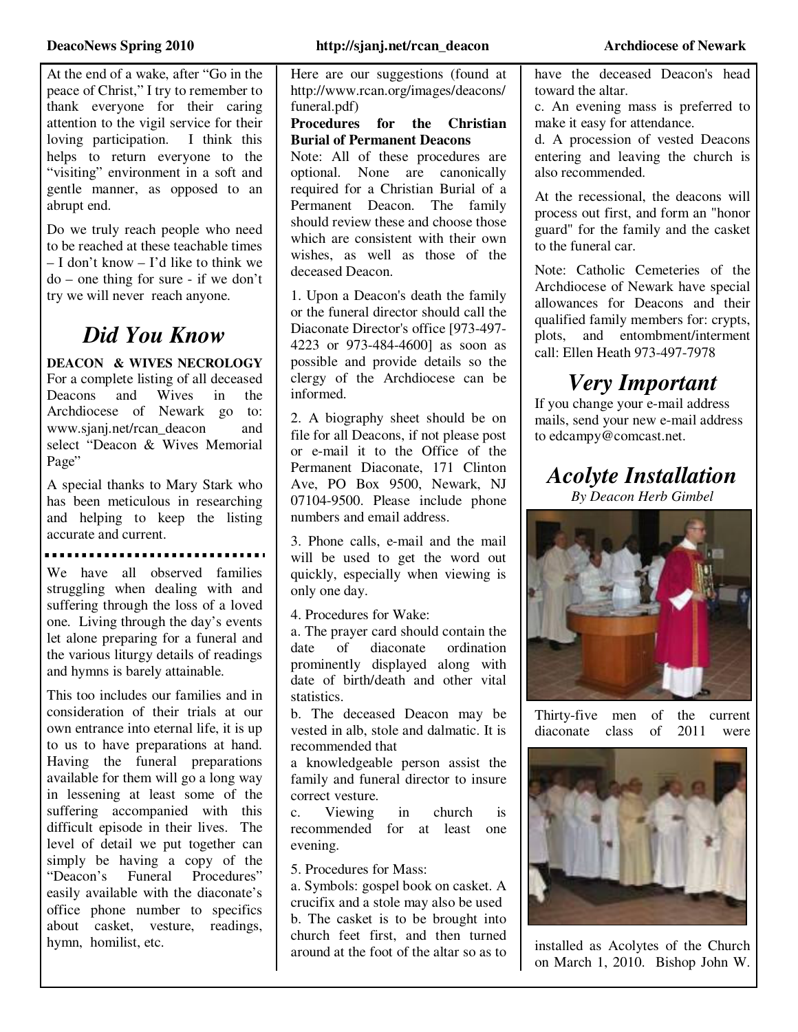At the end of a wake, after "Go in the peace of Christ," I try to remember to thank everyone for their caring attention to the vigil service for their loving participation. I think this helps to return everyone to the "visiting" environment in a soft and gentle manner, as opposed to an abrupt end.

Do we truly reach people who need to be reached at these teachable times – I don't know – I'd like to think we do – one thing for sure - if we don't try we will never reach anyone.

## *Did You Know*

**DEACON & WIVES NECROLOGY**
For a complete listing of all deceased Deacons and Wives in the Archdiocese of Newark go to: www.sjanj.net/rcan_deacon and select "Deacon & Wives Memorial Page"

A special thanks to Mary Stark who has been meticulous in researching and helping to keep the listing accurate and current.

---

We have all observed families struggling when dealing with and suffering through the loss of a loved one. Living through the day's events let alone preparing for a funeral and the various liturgy details of readings and hymns is barely attainable.

This too includes our families and in consideration of their trials at our own entrance into eternal life, it is up to us to have preparations at hand. Having the funeral preparations available for them will go a long way in lessening at least some of the suffering accompanied with this difficult episode in their lives. The level of detail we put together can simply be having a copy of the "Deacon's Funeral Procedures" easily available with the diaconate's office phone number to specifics about casket, vesture, readings, hymn, homilist, etc.

Here are our suggestions (found at http://www.rcan.org/images/deacons/funeral.pdf)

**Procedures for the Christian Burial of Permanent Deacons**
Note: All of these procedures are optional. None are canonically required for a Christian Burial of a Permanent Deacon. The family should review these and choose those which are consistent with their own wishes, as well as those of the deceased Deacon.

1. Upon a Deacon's death the family or the funeral director should call the Diaconate Director's office [973-497-4223 or 973-484-4600] as soon as possible and provide details so the clergy of the Archdiocese can be informed.

2. A biography sheet should be on file for all Deacons, if not please post or e-mail it to the Office of the Permanent Diaconate, 171 Clinton Ave, PO Box 9500, Newark, NJ 07104-9500. Please include phone numbers and email address.

3. Phone calls, e-mail and the mail will be used to get the word out quickly, especially when viewing is only one day.

4. Procedures for Wake:
a. The prayer card should contain the date of diaconate ordination prominently displayed along with date of birth/death and other vital statistics.
b. The deceased Deacon may be vested in alb, stole and dalmatic. It is recommended that a knowledgeable person assist the family and funeral director to insure correct vesture.
c. Viewing in church is recommended for at least one evening.

5. Procedures for Mass:
a. Symbols: gospel book on casket. A crucifix and a stole may also be used
b. The casket is to be brought into church feet first, and then turned around at the foot of the altar so as to have the deceased Deacon's head toward the altar.
c. An evening mass is preferred to make it easy for attendance.
d. A procession of vested Deacons entering and leaving the church is also recommended.

At the recessional, the deacons will process out first, and form an "honor guard" for the family and the casket to the funeral car.

Note: Catholic Cemeteries of the Archdiocese of Newark have special allowances for Deacons and their qualified family members for: crypts, plots, and entombment/interment call: Ellen Heath 973-497-7978

## *Very Important*

If you change your e-mail address mails, send your new e-mail address to edcampy@comcast.net.

## *Acolyte Installation*

*By Deacon Herb Gimbel*

Thirty-five men of the current diaconate class of 2011 were installed as Acolytes of the Church on March 1, 2010. Bishop John W.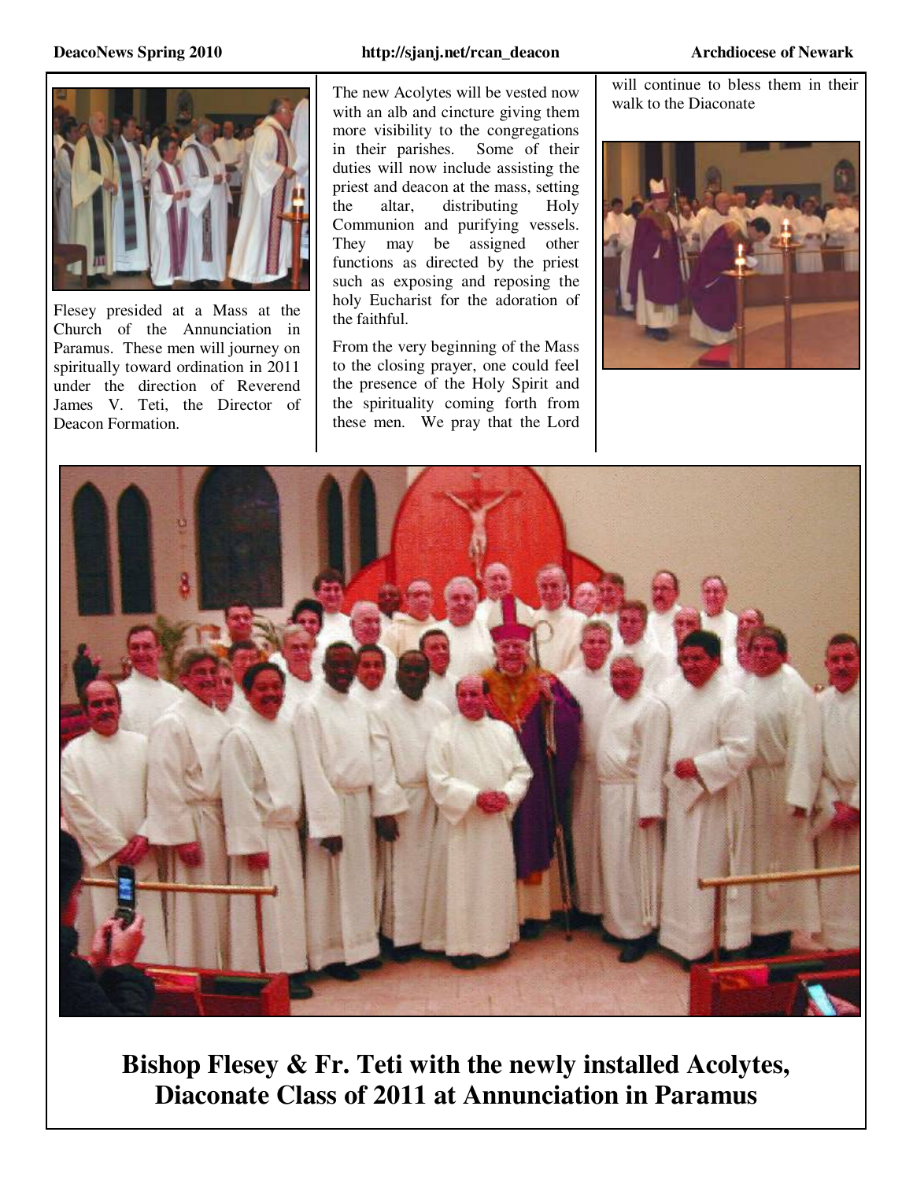Flesey presided at a Mass at the Church of the Annunciation in Paramus. These men will journey on spiritually toward ordination in 2011 under the direction of Reverend James V. Teti, the Director of Deacon Formation.

The new Acolytes will be vested now with an alb and cincture giving them more visibility to the congregations in their parishes. Some of their duties will now include assisting the priest and deacon at the mass, setting the altar, distributing Holy Communion and purifying vessels. They may be assigned other functions as directed by the priest such as exposing and reposing the holy Eucharist for the adoration of the faithful.

From the very beginning of the Mass to the closing prayer, one could feel the presence of the Holy Spirit and the spirituality coming forth from these men. We pray that the Lord will continue to bless them in their walk to the Diaconate

**Bishop Flesey & Fr. Teti with the newly installed Acolytes, Diaconate Class of 2011 at Annunciation in Paramus**